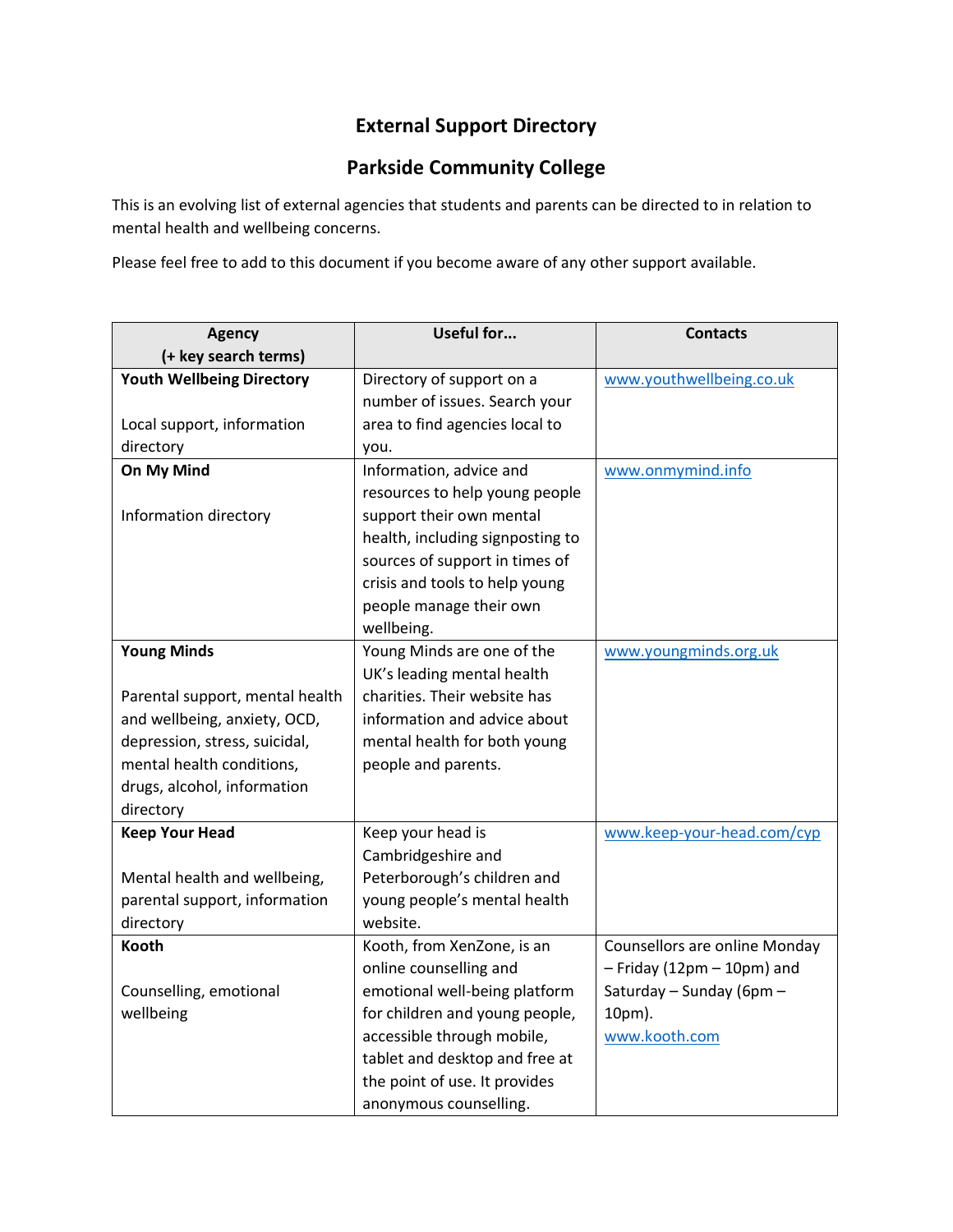# External Support Directory

## Parkside Community College

This is an evolving list of external agencies that students and parents can be directed to in relation to mental health and wellbeing concerns.

Please feel free to add to this document if you become aware of any other support available.

| Agency (+ key search terms) | Useful for... | Contacts |
|---|---|---|
| **Youth Wellbeing Directory**<br><br>Local support, information directory | Directory of support on a number of issues. Search your area to find agencies local to you. | www.youthwellbeing.co.uk |
| **On My Mind**<br><br>Information directory | Information, advice and resources to help young people support their own mental health, including signposting to sources of support in times of crisis and tools to help young people manage their own wellbeing. | www.onmymind.info |
| **Young Minds**<br><br>Parental support, mental health and wellbeing, anxiety, OCD, depression, stress, suicidal, mental health conditions, drugs, alcohol, information directory | Young Minds are one of the UK's leading mental health charities. Their website has information and advice about mental health for both young people and parents. | www.youngminds.org.uk |
| **Keep Your Head**<br><br>Mental health and wellbeing, parental support, information directory | Keep your head is Cambridgeshire and Peterborough's children and young people's mental health website. | www.keep-your-head.com/cyp |
| **Kooth**<br><br>Counselling, emotional wellbeing | Kooth, from XenZone, is an online counselling and emotional well-being platform for children and young people, accessible through mobile, tablet and desktop and free at the point of use. It provides anonymous counselling. | Counsellors are online Monday – Friday (12pm – 10pm) and Saturday – Sunday (6pm – 10pm).<br>www.kooth.com |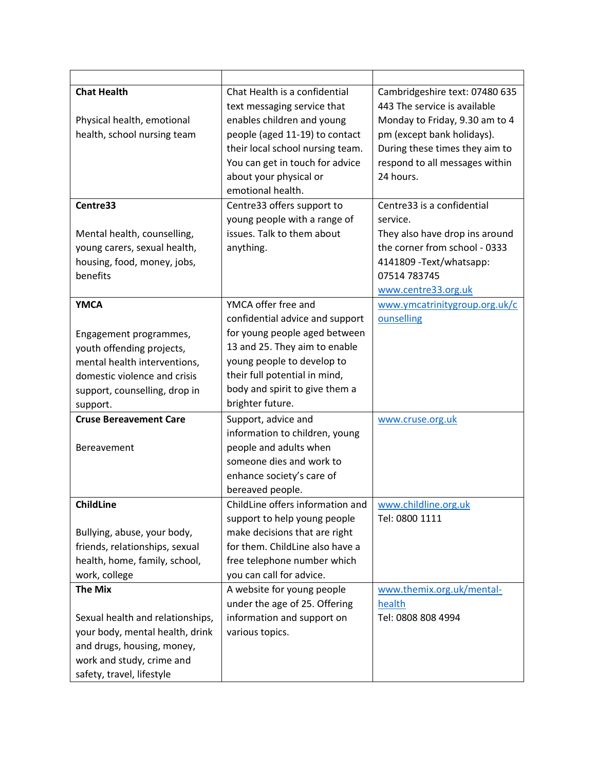| | | |
|---|---|---|
| **Chat Health**<br><br>Physical health, emotional health, school nursing team | Chat Health is a confidential text messaging service that enables children and young people (aged 11-19) to contact their local school nursing team. You can get in touch for advice about your physical or emotional health. | Cambridgeshire text: 07480 635 443 The service is available Monday to Friday, 9.30 am to 4 pm (except bank holidays). During these times they aim to respond to all messages within 24 hours. |
| **Centre33**<br><br>Mental health, counselling, young carers, sexual health, housing, food, money, jobs, benefits | Centre33 offers support to young people with a range of issues. Talk to them about anything. | Centre33 is a confidential service.<br>They also have drop ins around the corner from school - 0333 4141809 -Text/whatsapp: 07514 783745<br>www.centre33.org.uk |
| **YMCA**<br><br>Engagement programmes, youth offending projects, mental health interventions, domestic violence and crisis support, counselling, drop in support. | YMCA offer free and confidential advice and support for young people aged between 13 and 25. They aim to enable young people to develop to their full potential in mind, body and spirit to give them a brighter future. | www.ymcatrinitygroup.org.uk/counselling |
| **Cruse Bereavement Care**<br><br>Bereavement | Support, advice and information to children, young people and adults when someone dies and work to enhance society's care of bereaved people. | www.cruse.org.uk |
| **ChildLine**<br><br>Bullying, abuse, your body, friends, relationships, sexual health, home, family, school, work, college | ChildLine offers information and support to help young people make decisions that are right for them. ChildLine also have a free telephone number which you can call for advice. | www.childline.org.uk<br>Tel: 0800 1111 |
| **The Mix**<br><br>Sexual health and relationships, your body, mental health, drink and drugs, housing, money, work and study, crime and safety, travel, lifestyle | A website for young people under the age of 25. Offering information and support on various topics. | www.themix.org.uk/mental-health<br>Tel: 0808 808 4994 |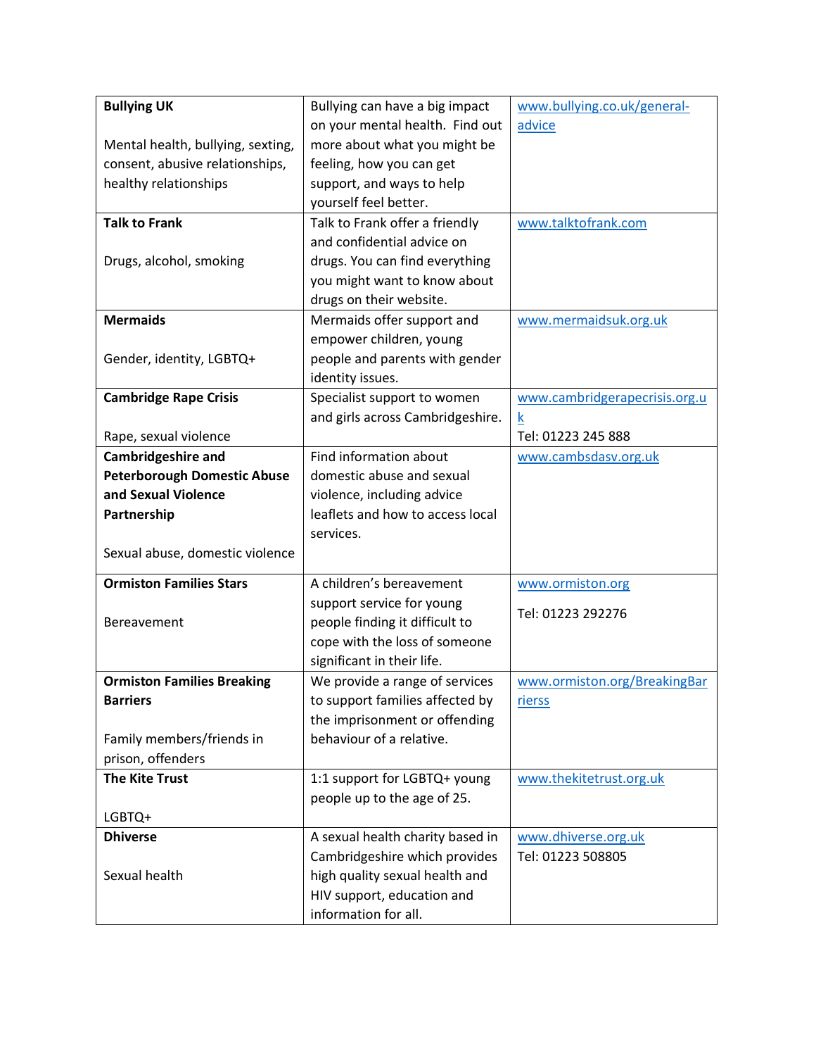| **Bullying UK**<br><br>Mental health, bullying, sexting, consent, abusive relationships, healthy relationships | Bullying can have a big impact on your mental health. Find out more about what you might be feeling, how you can get support, and ways to help yourself feel better. | www.bullying.co.uk/general-advice |
|---|---|---|
| **Talk to Frank**<br><br>Drugs, alcohol, smoking | Talk to Frank offer a friendly and confidential advice on drugs. You can find everything you might want to know about drugs on their website. | www.talktofrank.com |
| **Mermaids**<br><br>Gender, identity, LGBTQ+ | Mermaids offer support and empower children, young people and parents with gender identity issues. | www.mermaidsuk.org.uk |
| **Cambridge Rape Crisis**<br><br>Rape, sexual violence | Specialist support to women and girls across Cambridgeshire. | www.cambridgerapecrisis.org.uk<br>Tel: 01223 245 888 |
| **Cambridgeshire and Peterborough Domestic Abuse and Sexual Violence Partnership**<br><br>Sexual abuse, domestic violence | Find information about domestic abuse and sexual violence, including advice leaflets and how to access local services. | www.cambsdasv.org.uk |
| **Ormiston Families Stars**<br><br>Bereavement | A children's bereavement support service for young people finding it difficult to cope with the loss of someone significant in their life. | www.ormiston.org<br><br>Tel: 01223 292276 |
| **Ormiston Families Breaking Barriers**<br><br>Family members/friends in prison, offenders | We provide a range of services to support families affected by the imprisonment or offending behaviour of a relative. | www.ormiston.org/BreakingBarrierss |
| **The Kite Trust**<br><br>LGBTQ+ | 1:1 support for LGBTQ+ young people up to the age of 25. | www.thekitetrust.org.uk |
| **Dhiverse**<br><br>Sexual health | A sexual health charity based in Cambridgeshire which provides high quality sexual health and HIV support, education and information for all. | www.dhiverse.org.uk<br>Tel: 01223 508805 |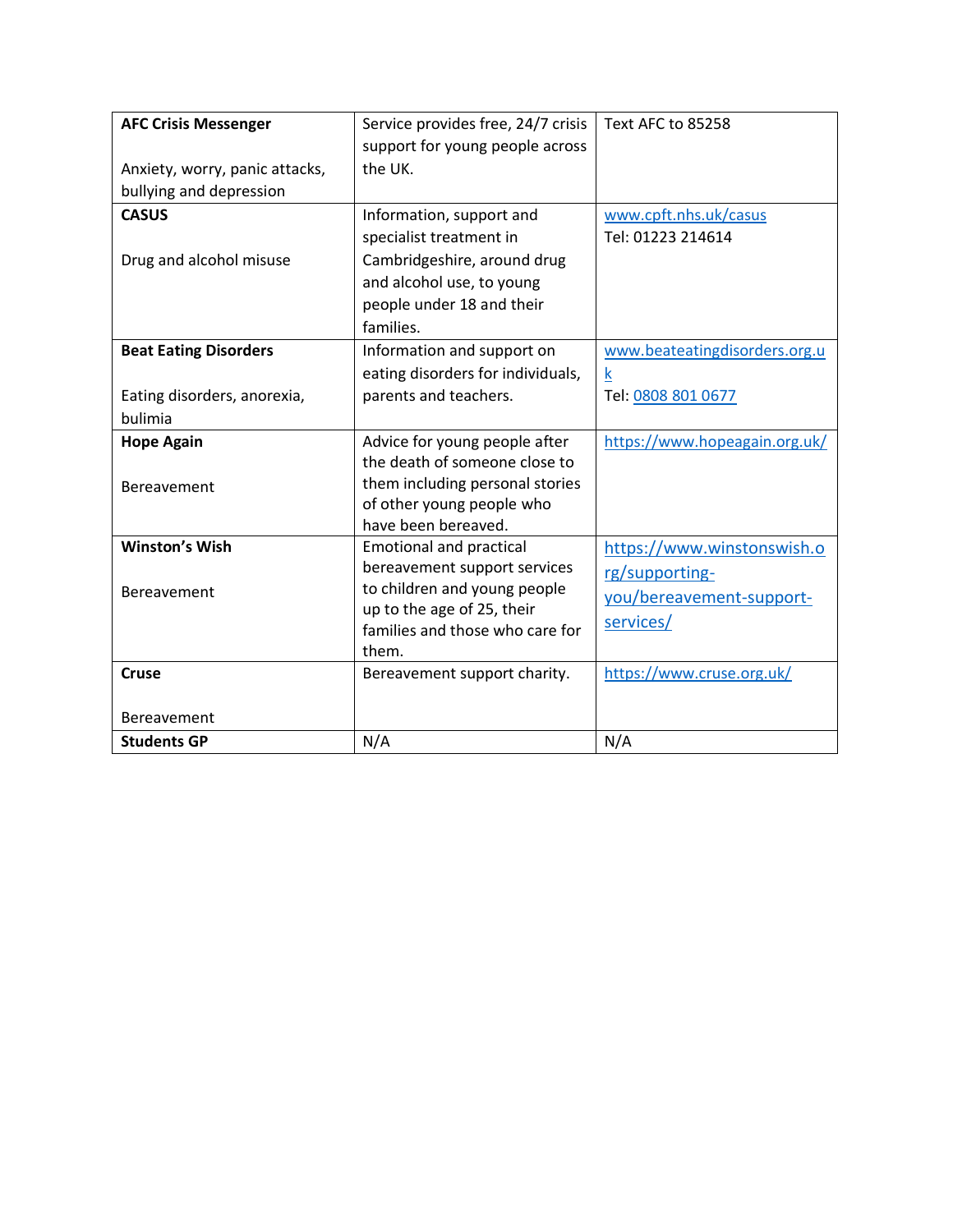| | | |
|---|---|---|
| **AFC Crisis Messenger**<br><br>Anxiety, worry, panic attacks, bullying and depression | Service provides free, 24/7 crisis support for young people across the UK. | Text AFC to 85258 |
| **CASUS**<br><br>Drug and alcohol misuse | Information, support and specialist treatment in Cambridgeshire, around drug and alcohol use, to young people under 18 and their families. | www.cpft.nhs.uk/casus<br>Tel: 01223 214614 |
| **Beat Eating Disorders**<br><br>Eating disorders, anorexia, bulimia | Information and support on eating disorders for individuals, parents and teachers. | www.beateatingdisorders.org.uk<br>Tel: 0808 801 0677 |
| **Hope Again**<br><br>Bereavement | Advice for young people after the death of someone close to them including personal stories of other young people who have been bereaved. | https://www.hopeagain.org.uk/ |
| **Winston's Wish**<br><br>Bereavement | Emotional and practical bereavement support services to children and young people up to the age of 25, their families and those who care for them. | https://www.winstonswish.org/supporting-you/bereavement-support-services/ |
| **Cruse**<br><br>Bereavement | Bereavement support charity. | https://www.cruse.org.uk/ |
| **Students GP** | N/A | N/A |